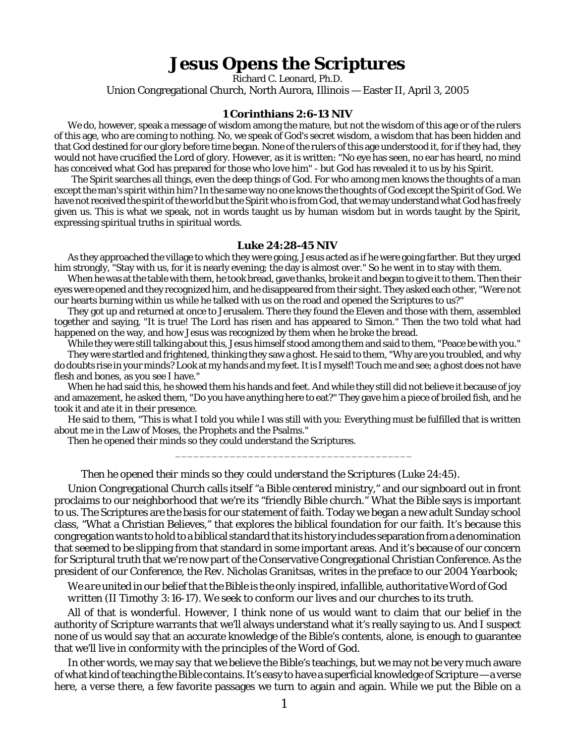# Jesus Opens the Scriptures

Richard C. Leonard, Ph.D.

Union Congregational Church, North Aurora, Illinois — Easter II, April 3, 2005

### 1 Corinthians 2:6-13 NIV

We do, however, speak a message of wisdom among the mature, but not the wisdom of this age or of the rulers of this age, who are coming to nothing. No, we speak of God's secret wisdom, a wisdom that has been hidden and that God destined for our glory before time began. None of the rulers of this age understood it, for if they had, they would not have crucified the Lord of glory. However, as it is written: "No eye has seen, no ear has heard, no mind has conceived what God has prepared for those who love him" - but God has revealed it to us by his Spirit.

The Spirit searches all things, even the deep things of God. For who among men knows the thoughts of a man except the man's spirit within him? In the same way no one knows the thoughts of God except the Spirit of God. We have not received the spirit of the world but the Spirit who is from God, that we may understand what God has freely given us. This is what we speak, not in words taught us by human wisdom but in words taught by the Spirit, expressing spiritual truths in spiritual words.

### Luke 24:28-45 NIV

As they approached the village to which they were going, Jesus acted as if he were going farther. But they urged him strongly, "Stay with us, for it is nearly evening; the day is almost over." So he went in to stay with them.

When he was at the table with them, he took bread, gave thanks, broke it and began to give it to them. Then their eyes were opened and they recognized him, and he disappeared from their sight. They asked each other, "Were not our hearts burning within us while he talked with us on the road and opened the Scriptures to us?"

They got up and returned at once to Jerusalem. There they found the Eleven and those with them, assembled together and saying, "It is true! The Lord has risen and has appeared to Simon." Then the two told what had happened on the way, and how Jesus was recognized by them when he broke the bread.

While they were still talking about this, Jesus himself stood among them and said to them, "Peace be with you."

They were startled and frightened, thinking they saw a ghost. He said to them, "Why are you troubled, and why do doubts rise in your minds? Look at my hands and my feet. It is I myself! Touch me and see; a ghost does not have flesh and bones, as you see I have."

When he had said this, he showed them his hands and feet. And while they still did not believe it because of joy and amazement, he asked them, "Do you have anything here to eat?" They gave him a piece of broiled fish, and he took it and ate it in their presence.

He said to them, "This is what I told you while I was still with you: Everything must be fulfilled that is written about me in the Law of Moses, the Prophets and the Psalms."

Then he opened their minds so they could understand the Scriptures.

---

*Then he opened their minds so they could understand the Scriptures* (Luke 24:45).

Union Congregational Church calls itself "a Bible centered ministry," and our signboard out in front proclaims to our neighborhood that we're its "friendly Bible church." What the Bible says is important to us. The Scriptures are the basis for our statement of faith. Today we began a new adult Sunday school class, "What a Christian Believes," that explores the biblical foundation for our faith. It's because this congregation wants to hold to a biblical standard that its history includes separation from a denomination that seemed to be slipping from that standard in some important areas. And it's because of our concern for Scriptural truth that we're now part of the Conservative Congregational Christian Conference. As the president of our Conference, the Rev. Nicholas Granitsas, writes in the preface to our *2004 Yearbook*;

> *We are united in our belief that the Bible is the only inspired, infallible, authoritative Word of God written (II Timothy 3:16-17). We seek to conform our lives and our churches to its truth.*

All of that is wonderful. However, I think none of us would want to claim that our belief in the authority of Scripture warrants that we'll always understand what it's really saying to us. And I suspect none of us would say that an accurate knowledge of the Bible's contents, alone, is enough to guarantee that we'll live in conformity with the principles of the Word of God.

In other words, we may *say* that we believe the Bible's teachings, but we may not be very much aware of what kind of teaching the Bible contains. It's easy to have a superficial knowledge of Scripture — a verse here, a verse there, a few favorite passages we turn to again and again. While we put the Bible on a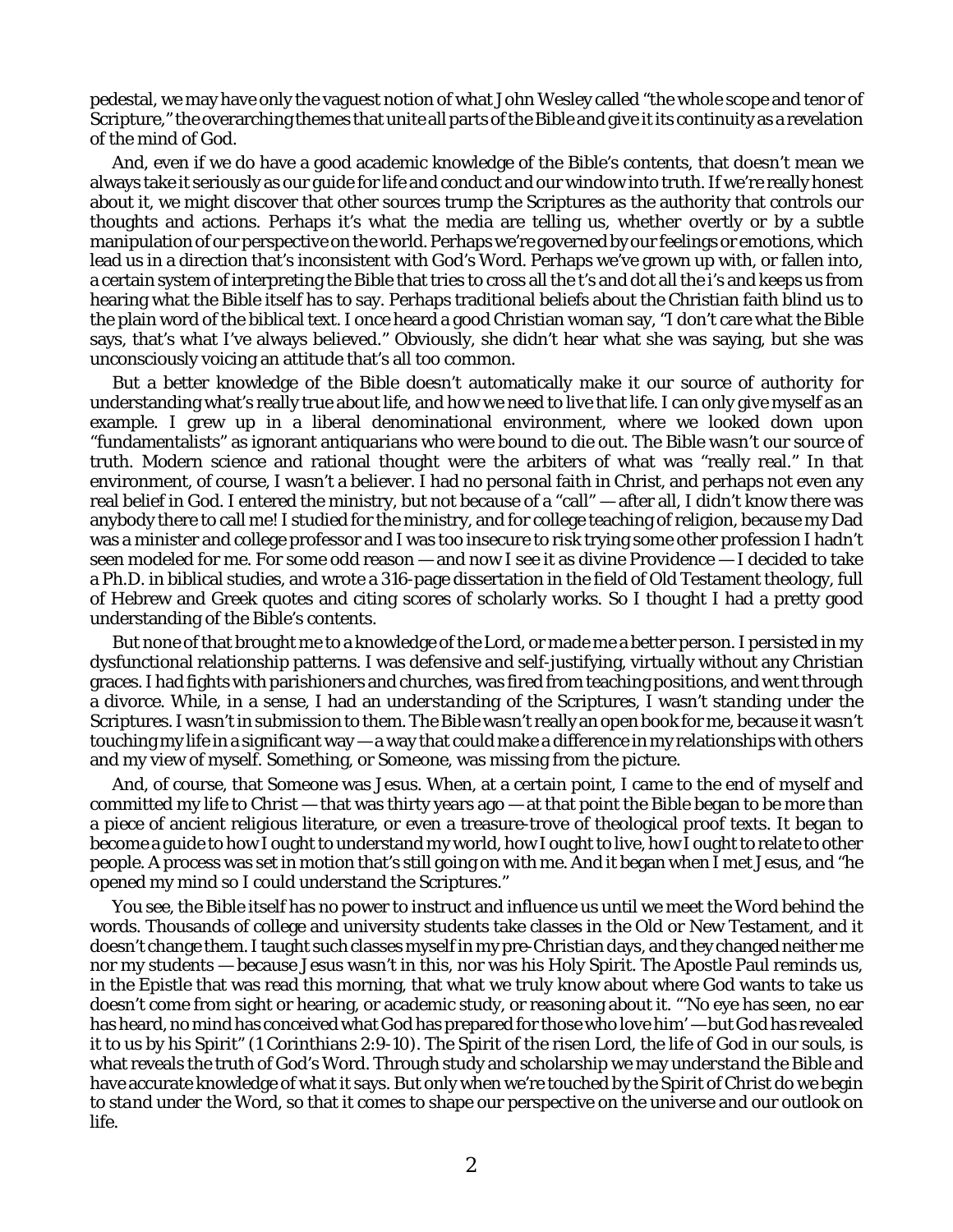pedestal, we may have only the vaguest notion of what John Wesley called "the whole scope and tenor of Scripture," the overarching themes that unite all parts of the Bible and give it its continuity as a revelation of the mind of God.

And, even if we do have a good academic knowledge of the Bible's contents, that doesn't mean we always take it seriously as our guide for life and conduct and our window into truth. If we're really honest about it, we might discover that other sources trump the Scriptures as the authority that controls our thoughts and actions. Perhaps it's what the media are telling us, whether overtly or by a subtle manipulation of our perspective on the world. Perhaps we're governed by our feelings or emotions, which lead us in a direction that's inconsistent with God's Word. Perhaps we've grown up with, or fallen into, a certain system of interpreting the Bible that tries to cross all the t's and dot all the i's and keeps us from hearing what the Bible itself has to say. Perhaps traditional beliefs about the Christian faith blind us to the plain word of the biblical text. I once heard a good Christian woman say, "I don't care what the Bible says, that's what I've always believed." Obviously, she didn't hear what she was saying, but she was unconsciously voicing an attitude that's all too common.

But a better knowledge of the Bible doesn't automatically make it our source of authority for understanding what's really true about life, and how we need to live that life. I can only give myself as an example. I grew up in a liberal denominational environment, where we looked down upon "fundamentalists" as ignorant antiquarians who were bound to die out. The Bible wasn't our source of truth. Modern science and rational thought were the arbiters of what was "really real." In that environment, of course, I wasn't a believer. I had no personal faith in Christ, and perhaps not even any real belief in God. I entered the ministry, but not because of a "call" — after all, I didn't know there was anybody there to call me! I studied for the ministry, and for college teaching of religion, because my Dad was a minister and college professor and I was too insecure to risk trying some other profession I hadn't seen modeled for me. For some odd reason — and now I see it as divine Providence — I decided to take a Ph.D. in biblical studies, and wrote a 316-page dissertation in the field of Old Testament theology, full of Hebrew and Greek quotes and citing scores of scholarly works. So I thought I had a pretty good understanding of the Bible's contents.

But none of that brought me to a knowledge of the Lord, or made me a better person. I persisted in my dysfunctional relationship patterns. I was defensive and self-justifying, virtually without any Christian graces. I had fights with parishioners and churches, was fired from teaching positions, and went through a divorce. While, in a sense, I had an *understanding* of the Scriptures, I wasn't *standing under* the Scriptures. I wasn't in submission to them. The Bible wasn't really an open book for me, because it wasn't touching my life in a significant way — a way that could make a difference in my relationships with others and my view of myself. Something, or Someone, was missing from the picture.

And, of course, that Someone was Jesus. When, at a certain point, I came to the end of myself and committed my life to Christ — that was thirty years ago — at that point the Bible began to be more than a piece of ancient religious literature, or even a treasure-trove of theological proof texts. It began to become a guide to how I ought to understand my world, how I ought to live, how I ought to relate to other people. A process was set in motion that's still going on with me. And it began when I met Jesus, and "he opened my mind so I could understand the Scriptures."

You see, the Bible itself has no power to instruct and influence us until we meet the Word behind the words. Thousands of college and university students take classes in the Old or New Testament, and it doesn't change them. I taught such classes myself in my pre-Christian days, and they changed neither me nor my students — because Jesus wasn't in this, nor was his Holy Spirit. The Apostle Paul reminds us, in the Epistle that was read this morning, that what we truly know about where God wants to take us doesn't come from sight or hearing, or academic study, or reasoning about it. "'No eye has seen, no ear has heard, no mind has conceived what God has prepared for those who love him' — but God has revealed it to us by his Spirit" (1 Corinthians 2:9-10). The Spirit of the risen Lord, the life of God in our souls, is what reveals the truth of God's Word. Through study and scholarship we may *understand* the Bible and have accurate knowledge of what it says. But only when we're touched by the Spirit of Christ do we begin to *stand under* the Word, so that it comes to shape our perspective on the universe and our outlook on life.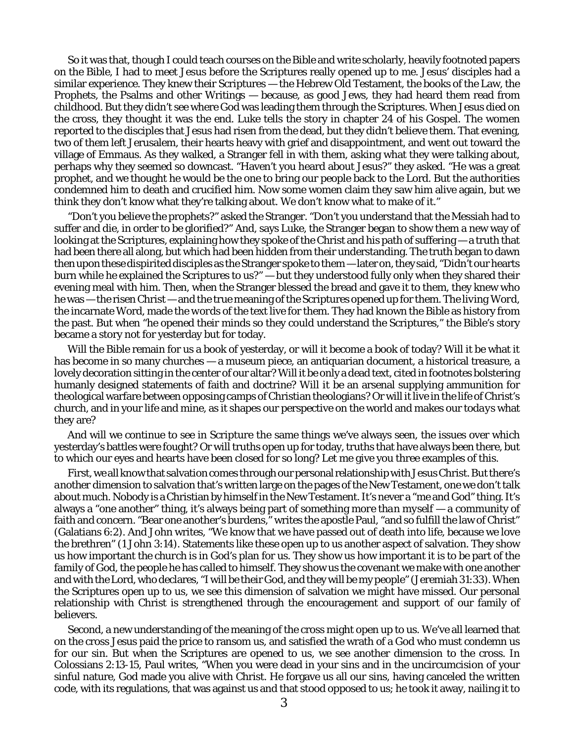So it was that, though I could teach courses on the Bible and write scholarly, heavily footnoted papers on the Bible, I had to meet Jesus before the Scriptures really opened up to me. Jesus' disciples had a similar experience. They knew their Scriptures — the Hebrew Old Testament, the books of the Law, the Prophets, the Psalms and other Writings — because, as good Jews, they had heard them read from childhood. But they didn't see where God was leading them through the Scriptures. When Jesus died on the cross, they thought it was the end. Luke tells the story in chapter 24 of his Gospel. The women reported to the disciples that Jesus had risen from the dead, but they didn't believe them. That evening, two of them left Jerusalem, their hearts heavy with grief and disappointment, and went out toward the village of Emmaus. As they walked, a Stranger fell in with them, asking what they were talking about, perhaps why they seemed so downcast. "Haven't you heard about Jesus?" they asked. "He was a great prophet, and we thought he would be the one to bring our people back to the Lord. But the authorities condemned him to death and crucified him. Now some women claim they saw him alive again, but we think they don't know what they're talking about. We don't know what to make of it."

"Don't you believe the prophets?" asked the Stranger. "Don't you understand that the Messiah had to suffer and die, in order to be glorified?" And, says Luke, the Stranger began to show them a new way of looking at the Scriptures, explaining how they spoke of the Christ and his path of suffering — a truth that had been there all along, but which had been hidden from their understanding. The truth began to dawn then upon these dispirited disciples as the Stranger spoke to them — later on, they said, "Didn't our hearts burn while he explained the Scriptures to us?" — but they understood fully only when they shared their evening meal with him. Then, when the Stranger blessed the bread and gave it to them, they knew who he was — the risen Christ — and the true meaning of the Scriptures opened up for them. *The living Word*, the incarnate Word, made the *words* of the text live for them. They had known the Bible as history from the past. But when "he opened their minds so they could understand the Scriptures," the Bible's story became a story not for yesterday but for today.

Will the Bible remain for us a book of yesterday, or will it become a book of today? Will it be what it has become in so many churches — a museum piece, an antiquarian document, a historical treasure, a lovely decoration sitting in the center of our altar? Will it be only a dead text, cited in footnotes bolstering humanly designed statements of faith and doctrine? Will it be an arsenal supplying ammunition for theological warfare between opposing camps of Christian theologians? Or will it live in the life of Christ's church, and in your life and mine, as it shapes our perspective on the world and makes our *todays* what they are?

And will we continue to see in Scripture the same things we've always seen, the issues over which yesterday's battles were fought? Or will truths open up for today, truths that have always been there, but to which our eyes and hearts have been closed for so long? Let me give you three examples of this.

First, we all know that salvation comes through our personal relationship with Jesus Christ. But there's *another* dimension to salvation that's written large on the pages of the New Testament, one we don't talk about much. Nobody is a Christian by himself in the New Testament. It's never a "me and God" thing. It's always a "one another" thing, it's always being part of something *more than* myself — a community of faith and concern. "Bear one another's burdens," writes the apostle Paul, "and so fulfill the law of Christ" (Galatians 6:2). And John writes, "We know that we have passed out of death into life, because we love the brethren" (1 John 3:14). Statements like these open up to us another aspect of salvation. They show us how important the *church* is in God's plan for us. They show us how important it is to be part of the family of God, the people he has called to himself. They show us the *covenant* we make with one another and with the Lord, who declares, "I will be their God, and they will be my people" (Jeremiah 31:33). When the Scriptures open up to us, we see this dimension of salvation we might have missed. Our personal relationship with Christ is strengthened through the encouragement and support of our family of believers.

Second, a new understanding of the meaning of the cross might open up to us. We've all learned that on the cross Jesus paid the price to ransom us, and satisfied the wrath of a God who must condemn us for our sin. But when the Scriptures are opened to us, we see another dimension to the cross. In Colossians 2:13-15, Paul writes, "When you were dead in your sins and in the uncircumcision of your sinful nature, God made you alive with Christ. He forgave us all our sins, having canceled the written code, with its regulations, that was against us and that stood opposed to us; he took it away, nailing it to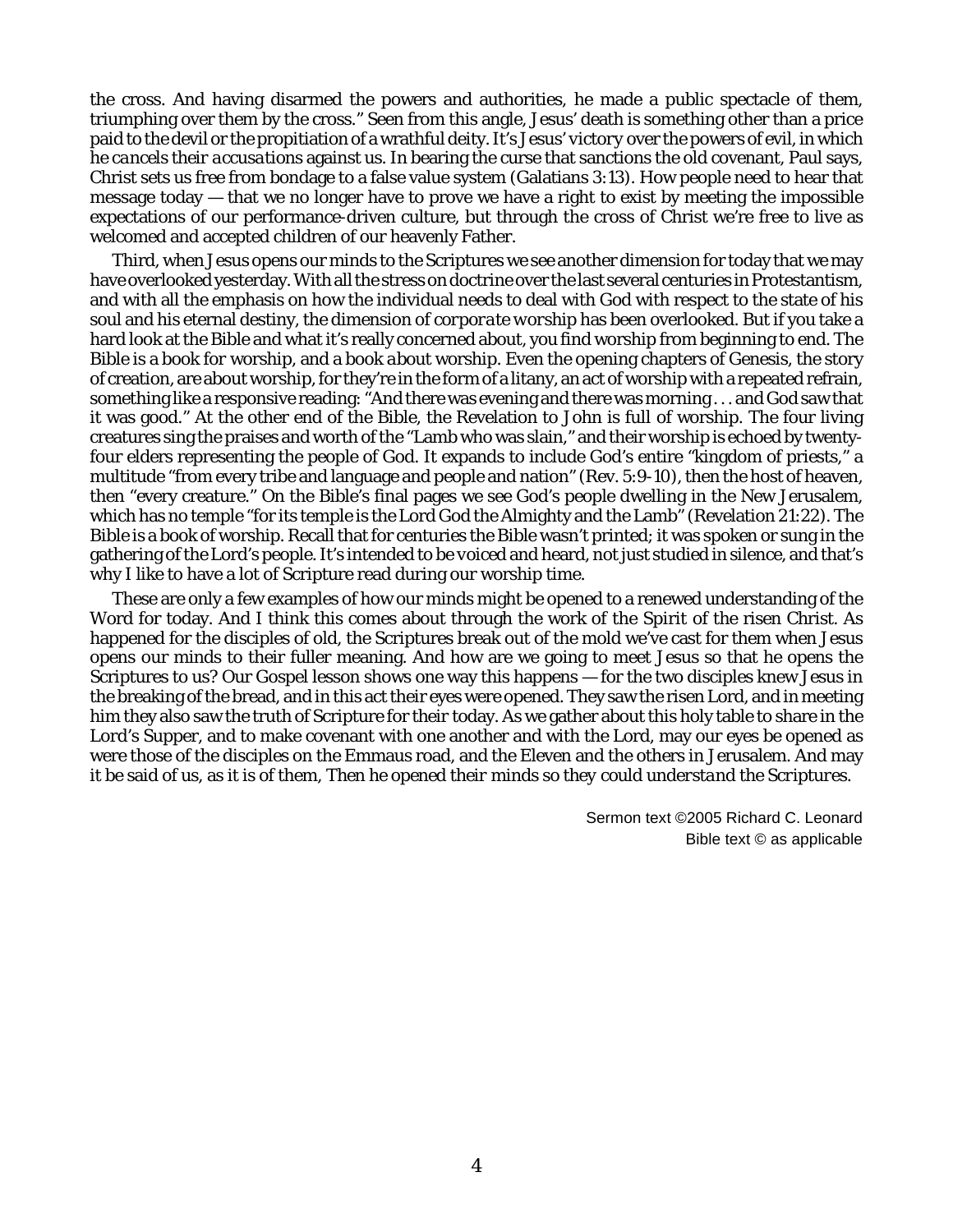the cross. And having disarmed the powers and authorities, he made a public spectacle of them, triumphing over them by the cross." Seen from this angle, Jesus' death is something other than a price paid to the devil or the propitiation of a wrathful deity. It's Jesus' victory over the powers of evil, in which *he cancels their accusations against us*. In bearing the curse that sanctions the old covenant, Paul says, Christ sets us free from bondage to a false value system (Galatians 3:13). How people need to hear that message today — that we no longer have to prove we have a right to exist by meeting the impossible expectations of our performance-driven culture, but through the cross of Christ we're free to live as welcomed and accepted children of our heavenly Father.

Third, when Jesus opens our minds to the Scriptures we see another dimension for today that we may have overlooked yesterday. With all the stress on doctrine over the last several centuries in Protestantism, and with all the emphasis on how the individual needs to deal with God with respect to the state of his soul and his eternal destiny, the dimension of *corporate worship* has been overlooked. But if you take a hard look at the Bible and what it's really concerned about, you find worship from beginning to end. The Bible is a book *for* worship, and a book *about* worship. Even the opening chapters of Genesis, the story of creation, are about worship, for they're in the form of a litany, an act of worship with a repeated refrain, something like a responsive reading: "And there was evening and there was morning . . . and God saw that it was good." At the other end of the Bible, the Revelation to John is full of worship. The four living creatures sing the praises and worth of the "Lamb who was slain," and their worship is echoed by twenty-four elders representing the people of God. It expands to include God's entire "kingdom of priests," a multitude "from every tribe and language and people and nation" (Rev. 5:9-10), then the host of heaven, then "every creature." On the Bible's final pages we see God's people dwelling in the New Jerusalem, which has no temple "for its temple is the Lord God the Almighty and the Lamb" (Revelation 21:22). The Bible is a book of worship. Recall that for centuries the Bible wasn't printed; it was spoken or sung in the gathering of the Lord's people. It's intended to be voiced and heard, not just studied in silence, and that's why I like to have a lot of Scripture read during our worship time.

These are only a few examples of how our minds might be opened to a renewed understanding of the Word for today. And I think this comes about through the work of the Spirit of the risen Christ. As happened for the disciples of old, the Scriptures break out of the mold we've cast for them when Jesus opens our minds to their fuller meaning. And how are we going to meet Jesus so that he opens the Scriptures to us? Our Gospel lesson shows one way this happens — for the two disciples knew Jesus in the breaking of the bread, and in this act their eyes were opened. They saw the risen Lord, and in meeting him they also saw the truth of Scripture for their today. As we gather about this holy table to share in the Lord's Supper, and to make covenant with one another and with the Lord, may our eyes be opened as were those of the disciples on the Emmaus road, and the Eleven and the others in Jerusalem. And may it be said of us, as it is of them, *Then he opened their minds so they could understand the Scriptures.*

Sermon text ©2005 Richard C. Leonard
Bible text © as applicable